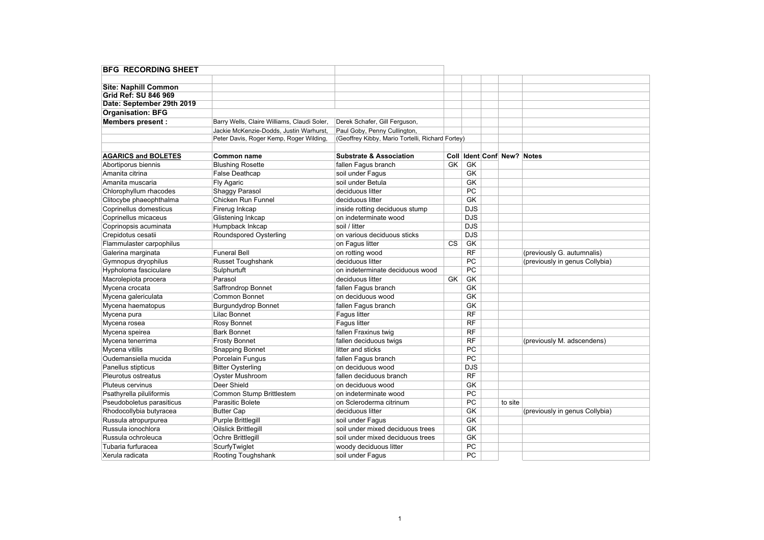| BFG RECORDING SHEET | | | | | | | |
|---|---|---|---|---|---|---|---|
| **Site: Naphill Common** | | | | | | | |
| **Grid Ref: SU 846 969** | | | | | | | |
| **Date: September 29th 2019** | | | | | | | |
| **Organisation: BFG** | | | | | | | |
| **Members present :** | Barry Wells, Claire Williams, Claudi Soler, | Derek Schafer, Gill Ferguson, | | | | | |
| | Jackie McKenzie-Dodds, Justin Warhurst, | Paul Goby, Penny Cullington, | | | | | |
| | Peter Davis, Roger Kemp, Roger Wilding, | (Geoffrey Kibby, Mario Tortelli, Richard Fortey) | | | | | |
| | | | | | | | |
| **AGARICS and BOLETES** | **Common name** | **Substrate & Association** | **Coll** | **Ident** | **Conf** | **New?** | **Notes** |
| Abortiporus biennis | Blushing Rosette | fallen Fagus branch | GK | GK | | | |
| Amanita citrina | False Deathcap | soil under Fagus | | GK | | | |
| Amanita muscaria | Fly Agaric | soil under Betula | | GK | | | |
| Chlorophyllum rhacodes | Shaggy Parasol | deciduous litter | | PC | | | |
| Clitocybe phaeophthalma | Chicken Run Funnel | deciduous litter | | GK | | | |
| Coprinellus domesticus | Firerug Inkcap | inside rotting deciduous stump | | DJS | | | |
| Coprinellus micaceus | Glistening Inkcap | on indeterminate wood | | DJS | | | |
| Coprinopsis acuminata | Humpback Inkcap | soil / litter | | DJS | | | |
| Crepidotus cesatii | Roundspored Oysterling | on various deciduous sticks | | DJS | | | |
| Flammulaster carpophilus | | on Fagus litter | CS | GK | | | |
| Galerina marginata | Funeral Bell | on rotting wood | | RF | | | (previously G. autumnalis) |
| Gymnopus dryophilus | Russet Toughshank | deciduous litter | | PC | | | (previously in genus Collybia) |
| Hypholoma fasciculare | Sulphurtuft | on indeterminate deciduous wood | | PC | | | |
| Macrolepiota procera | Parasol | deciduous litter | GK | GK | | | |
| Mycena crocata | Saffrondrop Bonnet | fallen Fagus branch | | GK | | | |
| Mycena galericulata | Common Bonnet | on deciduous wood | | GK | | | |
| Mycena haematopus | Burgundydrop Bonnet | fallen Fagus branch | | GK | | | |
| Mycena pura | Lilac Bonnet | Fagus litter | | RF | | | |
| Mycena rosea | Rosy Bonnet | Fagus litter | | RF | | | |
| Mycena speirea | Bark Bonnet | fallen Fraxinus twig | | RF | | | |
| Mycena tenerrima | Frosty Bonnet | fallen deciduous twigs | | RF | | | (previously M. adscendens) |
| Mycena vitilis | Snapping Bonnet | litter and sticks | | PC | | | |
| Oudemansiella mucida | Porcelain Fungus | fallen Fagus branch | | PC | | | |
| Panellus stipticus | Bitter Oysterling | on deciduous wood | | DJS | | | |
| Pleurotus ostreatus | Oyster Mushroom | fallen deciduous branch | | RF | | | |
| Pluteus cervinus | Deer Shield | on deciduous wood | | GK | | | |
| Psathyrella piluliformis | Common Stump Brittlestem | on indeterminate wood | | PC | | | |
| Pseudoboletus parasiticus | Parasitic Bolete | on Scleroderma citrinum | | PC | | to site | |
| Rhodocollybia butyracea | Butter Cap | deciduous litter | | GK | | | (previously in genus Collybia) |
| Russula atropurpurea | Purple Brittlegill | soil under Fagus | | GK | | | |
| Russula ionochlora | Oilslick Brittlegill | soil under mixed deciduous trees | | GK | | | |
| Russula ochroleuca | Ochre Brittlegill | soil under mixed deciduous trees | | GK | | | |
| Tubaria furfuracea | ScurfyTwiglet | woody deciduous litter | | PC | | | |
| Xerula radicata | Rooting Toughshank | soil under Fagus | | PC | | | |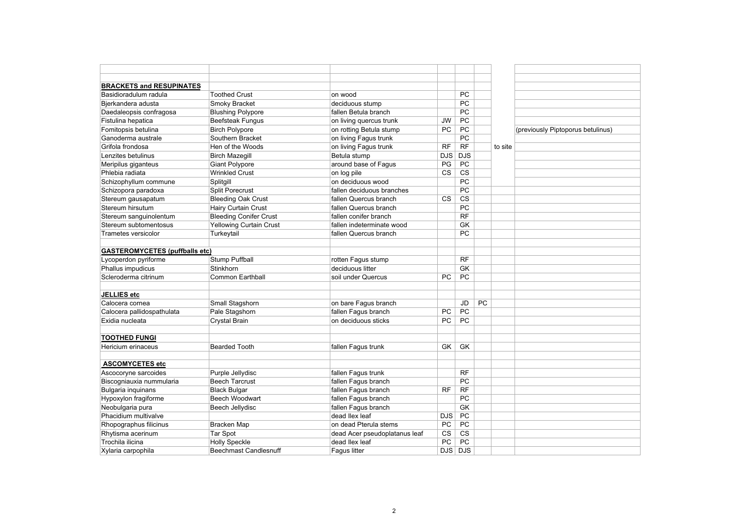| | | | | | | | |
|---|---|---|---|---|---|---|---|
| | | | | | | | |
| **BRACKETS and RESUPINATES** | | | | | | | |
| Basidioradulum radula | Toothed Crust | on wood | | PC | | | |
| Bjerkandera adusta | Smoky Bracket | deciduous stump | | PC | | | |
| Daedaleopsis confragosa | Blushing Polypore | fallen Betula branch | | PC | | | |
| Fistulina hepatica | Beefsteak Fungus | on living quercus trunk | JW | PC | | | |
| Fomitopsis betulina | Birch Polypore | on rotting Betula stump | PC | PC | | | (previously Piptoporus betulinus) |
| Ganoderma australe | Southern Bracket | on living Fagus trunk | | PC | | | |
| Grifola frondosa | Hen of the Woods | on living Fagus trunk | RF | RF | | to site | |
| Lenzites betulinus | Birch Mazegill | Betula stump | DJS | DJS | | | |
| Meripilus giganteus | Giant Polypore | around base of Fagus | PG | PC | | | |
| Phlebia radiata | Wrinkled Crust | on log pile | CS | CS | | | |
| Schizophyllum commune | Splitgill | on deciduous wood | | PC | | | |
| Schizopora paradoxa | Split Porecrust | fallen deciduous branches | | PC | | | |
| Stereum gausapatum | Bleeding Oak Crust | fallen Quercus branch | CS | CS | | | |
| Stereum hirsutum | Hairy Curtain Crust | fallen Quercus branch | | PC | | | |
| Stereum sanguinolentum | Bleeding Conifer Crust | fallen conifer branch | | RF | | | |
| Stereum subtomentosus | Yellowing Curtain Crust | fallen indeterminate wood | | GK | | | |
| Trametes versicolor | Turkeytail | fallen Quercus branch | | PC | | | |
| | | | | | | | |
| **GASTEROMYCETES (puffballs etc)** | | | | | | | |
| Lycoperdon pyriforme | Stump Puffball | rotten Fagus stump | | RF | | | |
| Phallus impudicus | Stinkhorn | deciduous litter | | GK | | | |
| Scleroderma citrinum | Common Earthball | soil under Quercus | PC | PC | | | |
| | | | | | | | |
| **JELLIES etc** | | | | | | | |
| Calocera cornea | Small Stagshorn | on bare Fagus branch | | JD | PC | | |
| Calocera pallidospathulata | Pale Stagshorn | fallen Fagus branch | PC | PC | | | |
| Exidia nucleata | Crystal Brain | on deciduous sticks | PC | PC | | | |
| | | | | | | | |
| **TOOTHED FUNGI** | | | | | | | |
| Hericium erinaceus | Bearded Tooth | fallen Fagus trunk | GK | GK | | | |
| | | | | | | | |
| **ASCOMYCETES etc** | | | | | | | |
| Ascocoryne sarcoides | Purple Jellydisc | fallen Fagus trunk | | RF | | | |
| Biscogniauxia nummularia | Beech Tarcrust | fallen Fagus branch | | PC | | | |
| Bulgaria inquinans | Black Bulgar | fallen Fagus branch | RF | RF | | | |
| Hypoxylon fragiforme | Beech Woodwart | fallen Fagus branch | | PC | | | |
| Neobulgaria pura | Beech Jellydisc | fallen Fagus branch | | GK | | | |
| Phacidium multivalve | | dead Ilex leaf | DJS | PC | | | |
| Rhopographus filicinus | Bracken Map | on dead Pterula stems | PC | PC | | | |
| Rhytisma acerinum | Tar Spot | dead Acer pseudoplatanus leaf | CS | CS | | | |
| Trochila ilicina | Holly Speckle | dead Ilex leaf | PC | PC | | | |
| Xylaria carpophila | Beechmast Candlesnuff | Fagus litter | DJS | DJS | | | |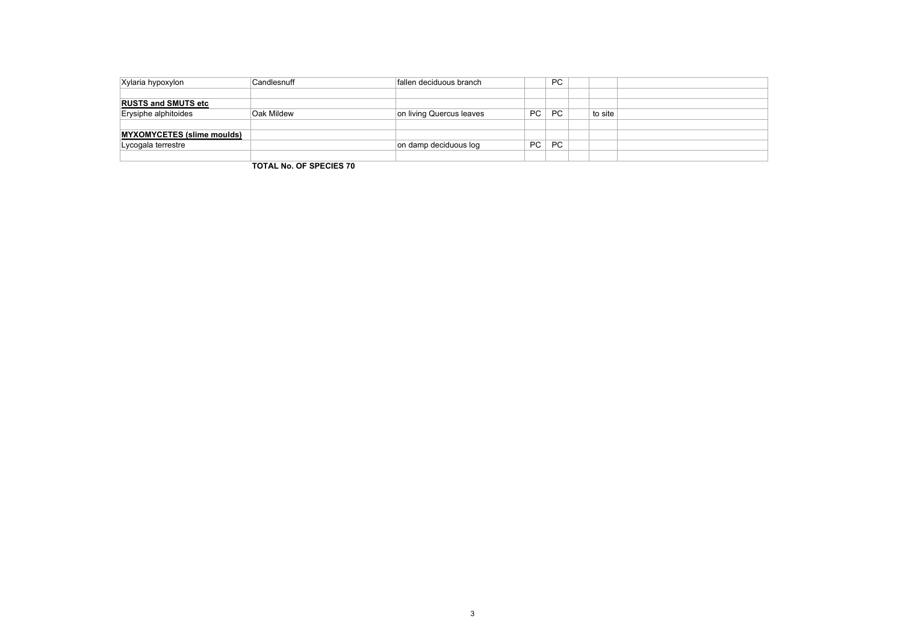| | | | | | | | |
|---|---|---|---|---|---|---|---|
| Xylaria hypoxylon | Candlesnuff | fallen deciduous branch | | PC | | | |
| | | | | | | | |
| **RUSTS and SMUTS etc** | | | | | | | |
| Erysiphe alphitoides | Oak Mildew | on living Quercus leaves | PC | PC | | to site | |
| | | | | | | | |
| **MYXOMYCETES (slime moulds)** | | | | | | | |
| Lycogala terrestre | | on damp deciduous log | PC | PC | | | |
| | | | | | | | |

**TOTAL No. OF SPECIES 70**